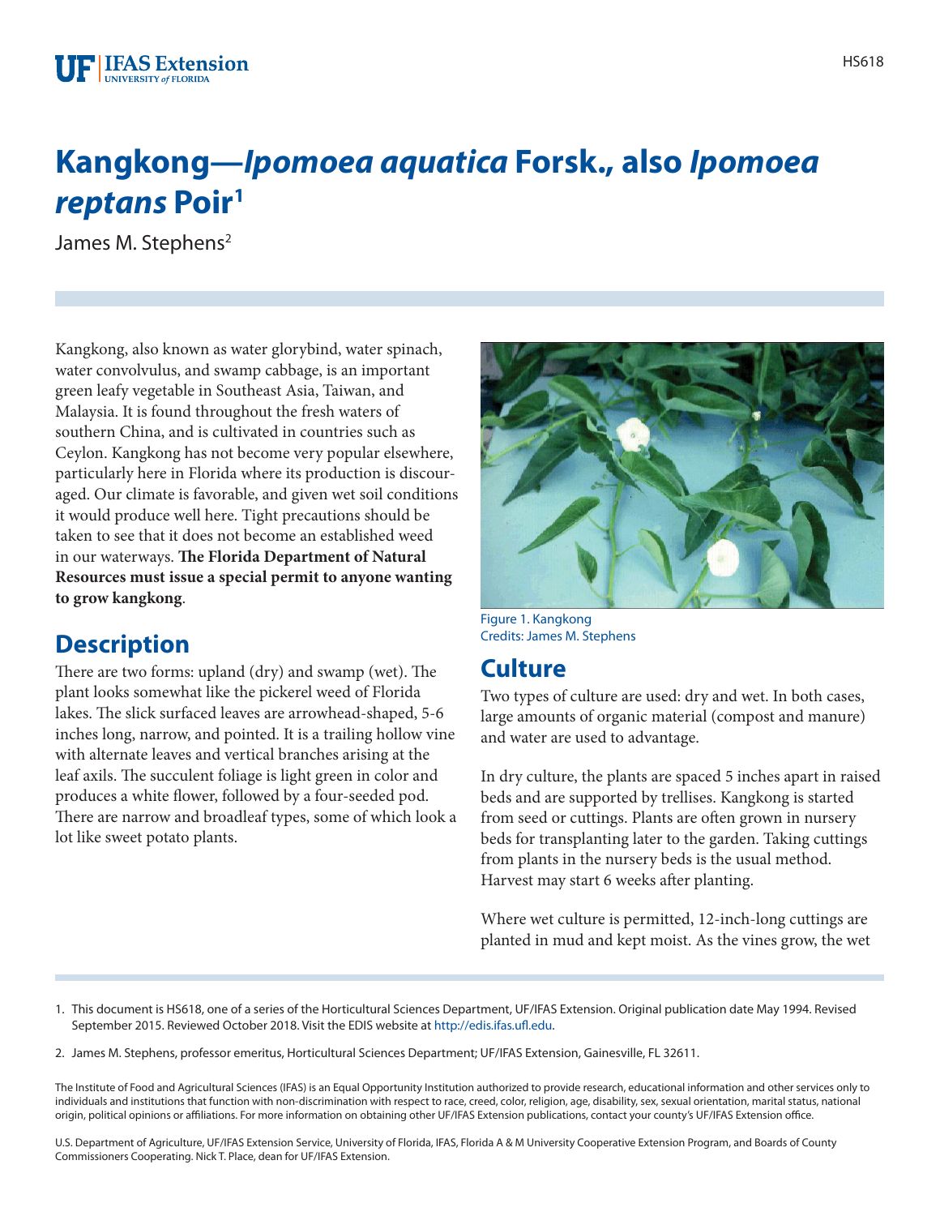# Kangkong—*Ipomoea aquatica* Forsk., also *Ipomoea reptans* Poir[1]

James M. Stephens[2]

Kangkong, also known as water glorybind, water spinach, water convolvulus, and swamp cabbage, is an important green leafy vegetable in Southeast Asia, Taiwan, and Malaysia. It is found throughout the fresh waters of southern China, and is cultivated in countries such as Ceylon. Kangkong has not become very popular elsewhere, particularly here in Florida where its production is discouraged. Our climate is favorable, and given wet soil conditions it would produce well here. Tight precautions should be taken to see that it does not become an established weed in our waterways. **The Florida Department of Natural Resources must issue a special permit to anyone wanting to grow kangkong**.

## Description

There are two forms: upland (dry) and swamp (wet). The plant looks somewhat like the pickerel weed of Florida lakes. The slick surfaced leaves are arrowhead-shaped, 5-6 inches long, narrow, and pointed. It is a trailing hollow vine with alternate leaves and vertical branches arising at the leaf axils. The succulent foliage is light green in color and produces a white flower, followed by a four-seeded pod. There are narrow and broadleaf types, some of which look a lot like sweet potato plants.

Figure 1. Kangkong
Credits: James M. Stephens

## Culture

Two types of culture are used: dry and wet. In both cases, large amounts of organic material (compost and manure) and water are used to advantage.

In dry culture, the plants are spaced 5 inches apart in raised beds and are supported by trellises. Kangkong is started from seed or cuttings. Plants are often grown in nursery beds for transplanting later to the garden. Taking cuttings from plants in the nursery beds is the usual method. Harvest may start 6 weeks after planting.

Where wet culture is permitted, 12-inch-long cuttings are planted in mud and kept moist. As the vines grow, the wet

1. This document is HS618, one of a series of the Horticultural Sciences Department, UF/IFAS Extension. Original publication date May 1994. Revised September 2015. Reviewed October 2018. Visit the EDIS website at http://edis.ifas.ufl.edu.

2. James M. Stephens, professor emeritus, Horticultural Sciences Department; UF/IFAS Extension, Gainesville, FL 32611.

The Institute of Food and Agricultural Sciences (IFAS) is an Equal Opportunity Institution authorized to provide research, educational information and other services only to individuals and institutions that function with non-discrimination with respect to race, creed, color, religion, age, disability, sex, sexual orientation, marital status, national origin, political opinions or affiliations. For more information on obtaining other UF/IFAS Extension publications, contact your county's UF/IFAS Extension office.

U.S. Department of Agriculture, UF/IFAS Extension Service, University of Florida, IFAS, Florida A & M University Cooperative Extension Program, and Boards of County Commissioners Cooperating. Nick T. Place, dean for UF/IFAS Extension.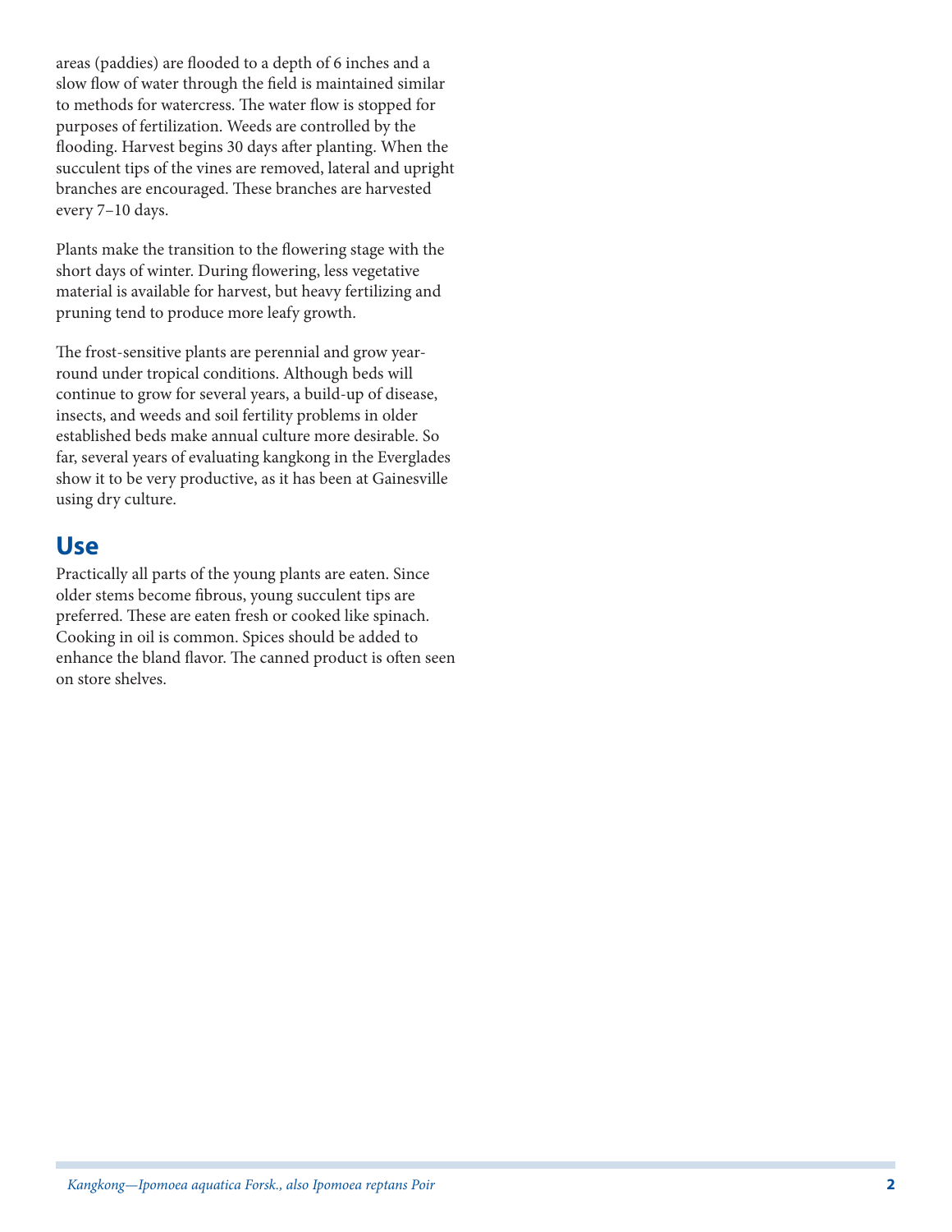areas (paddies) are flooded to a depth of 6 inches and a slow flow of water through the field is maintained similar to methods for watercress. The water flow is stopped for purposes of fertilization. Weeds are controlled by the flooding. Harvest begins 30 days after planting. When the succulent tips of the vines are removed, lateral and upright branches are encouraged. These branches are harvested every 7–10 days.

Plants make the transition to the flowering stage with the short days of winter. During flowering, less vegetative material is available for harvest, but heavy fertilizing and pruning tend to produce more leafy growth.

The frost-sensitive plants are perennial and grow year-round under tropical conditions. Although beds will continue to grow for several years, a build-up of disease, insects, and weeds and soil fertility problems in older established beds make annual culture more desirable. So far, several years of evaluating kangkong in the Everglades show it to be very productive, as it has been at Gainesville using dry culture.

## Use

Practically all parts of the young plants are eaten. Since older stems become fibrous, young succulent tips are preferred. These are eaten fresh or cooked like spinach. Cooking in oil is common. Spices should be added to enhance the bland flavor. The canned product is often seen on store shelves.